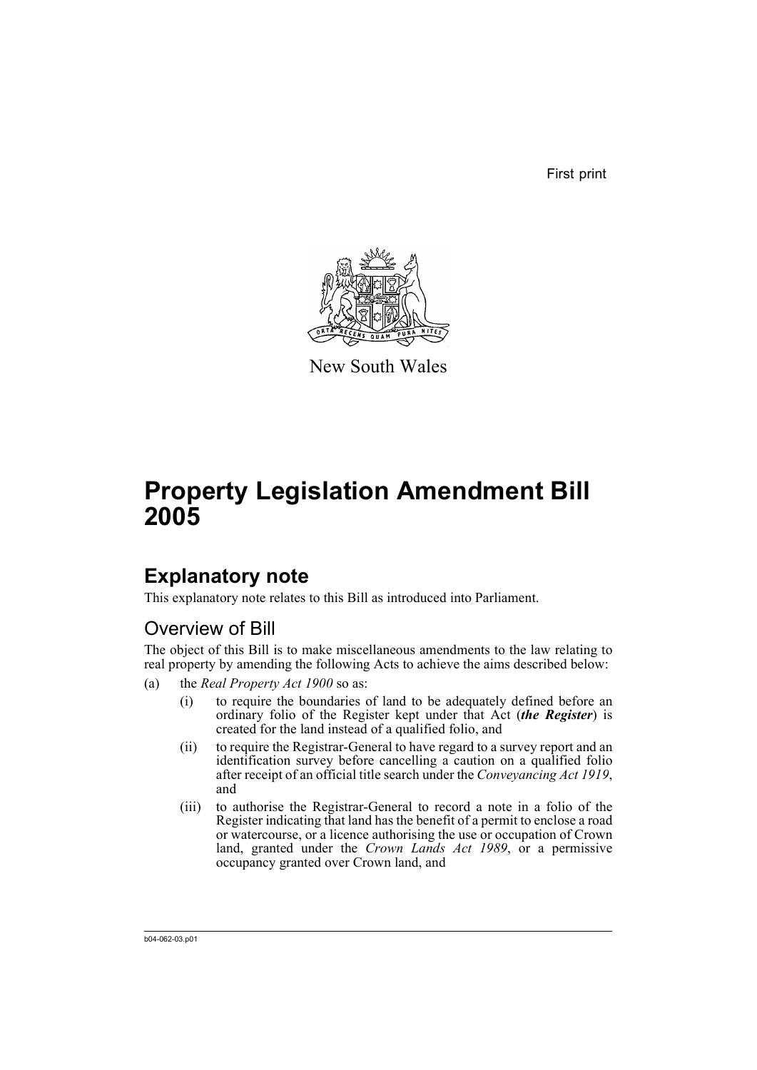First print

New South Wales

# Property Legislation Amendment Bill 2005

## Explanatory note

This explanatory note relates to this Bill as introduced into Parliament.

### Overview of Bill

The object of this Bill is to make miscellaneous amendments to the law relating to real property by amending the following Acts to achieve the aims described below:

(a) the *Real Property Act 1900* so as:

   (i) to require the boundaries of land to be adequately defined before an ordinary folio of the Register kept under that Act (***the Register***) is created for the land instead of a qualified folio, and

   (ii) to require the Registrar-General to have regard to a survey report and an identification survey before cancelling a caution on a qualified folio after receipt of an official title search under the *Conveyancing Act 1919*, and

   (iii) to authorise the Registrar-General to record a note in a folio of the Register indicating that land has the benefit of a permit to enclose a road or watercourse, or a licence authorising the use or occupation of Crown land, granted under the *Crown Lands Act 1989*, or a permissive occupancy granted over Crown land, and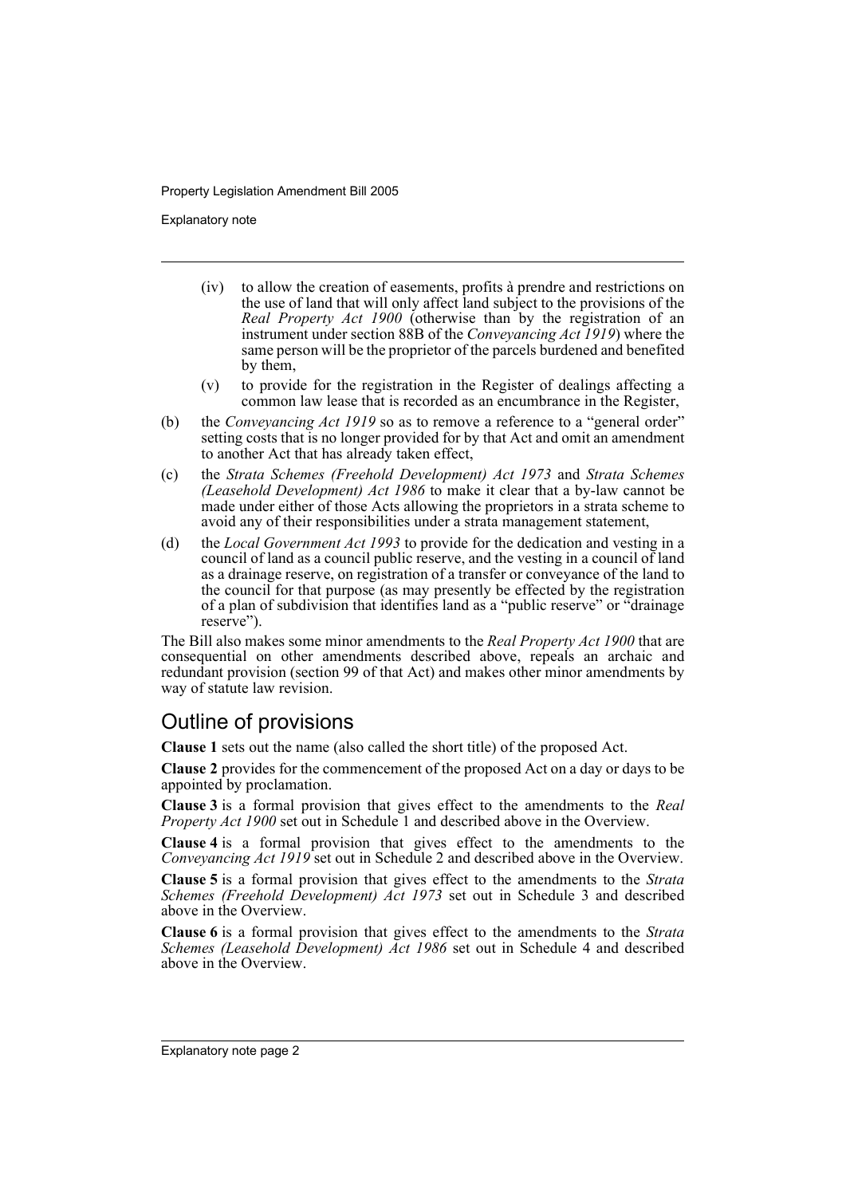- (iv) to allow the creation of easements, profits à prendre and restrictions on the use of land that will only affect land subject to the provisions of the *Real Property Act 1900* (otherwise than by the registration of an instrument under section 88B of the *Conveyancing Act 1919*) where the same person will be the proprietor of the parcels burdened and benefited by them,
- (v) to provide for the registration in the Register of dealings affecting a common law lease that is recorded as an encumbrance in the Register,

(b) the *Conveyancing Act 1919* so as to remove a reference to a "general order" setting costs that is no longer provided for by that Act and omit an amendment to another Act that has already taken effect,

(c) the *Strata Schemes (Freehold Development) Act 1973* and *Strata Schemes (Leasehold Development) Act 1986* to make it clear that a by-law cannot be made under either of those Acts allowing the proprietors in a strata scheme to avoid any of their responsibilities under a strata management statement,

(d) the *Local Government Act 1993* to provide for the dedication and vesting in a council of land as a council public reserve, and the vesting in a council of land as a drainage reserve, on registration of a transfer or conveyance of the land to the council for that purpose (as may presently be effected by the registration of a plan of subdivision that identifies land as a "public reserve" or "drainage reserve").

The Bill also makes some minor amendments to the *Real Property Act 1900* that are consequential on other amendments described above, repeals an archaic and redundant provision (section 99 of that Act) and makes other minor amendments by way of statute law revision.

## Outline of provisions

**Clause 1** sets out the name (also called the short title) of the proposed Act.

**Clause 2** provides for the commencement of the proposed Act on a day or days to be appointed by proclamation.

**Clause 3** is a formal provision that gives effect to the amendments to the *Real Property Act 1900* set out in Schedule 1 and described above in the Overview.

**Clause 4** is a formal provision that gives effect to the amendments to the *Conveyancing Act 1919* set out in Schedule 2 and described above in the Overview.

**Clause 5** is a formal provision that gives effect to the amendments to the *Strata Schemes (Freehold Development) Act 1973* set out in Schedule 3 and described above in the Overview.

**Clause 6** is a formal provision that gives effect to the amendments to the *Strata Schemes (Leasehold Development) Act 1986* set out in Schedule 4 and described above in the Overview.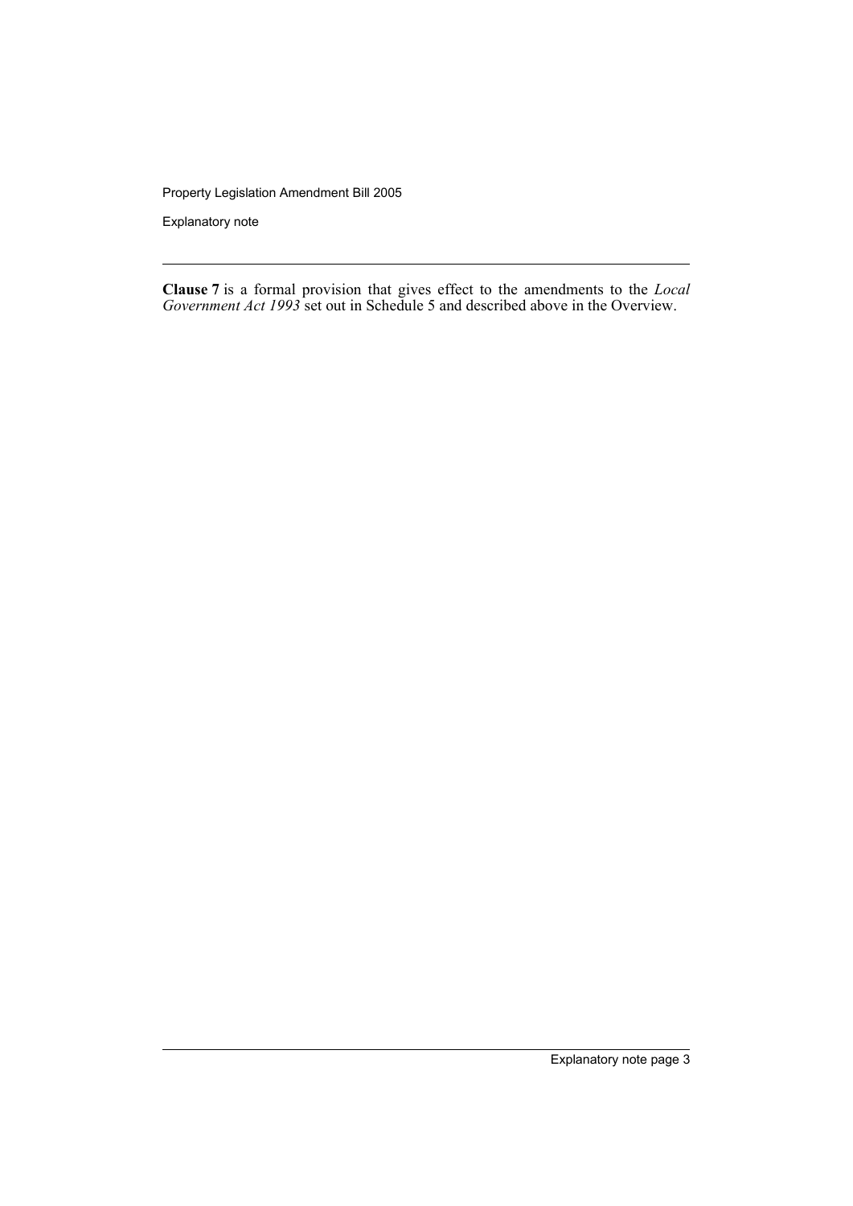**Clause 7** is a formal provision that gives effect to the amendments to the *Local Government Act 1993* set out in Schedule 5 and described above in the Overview.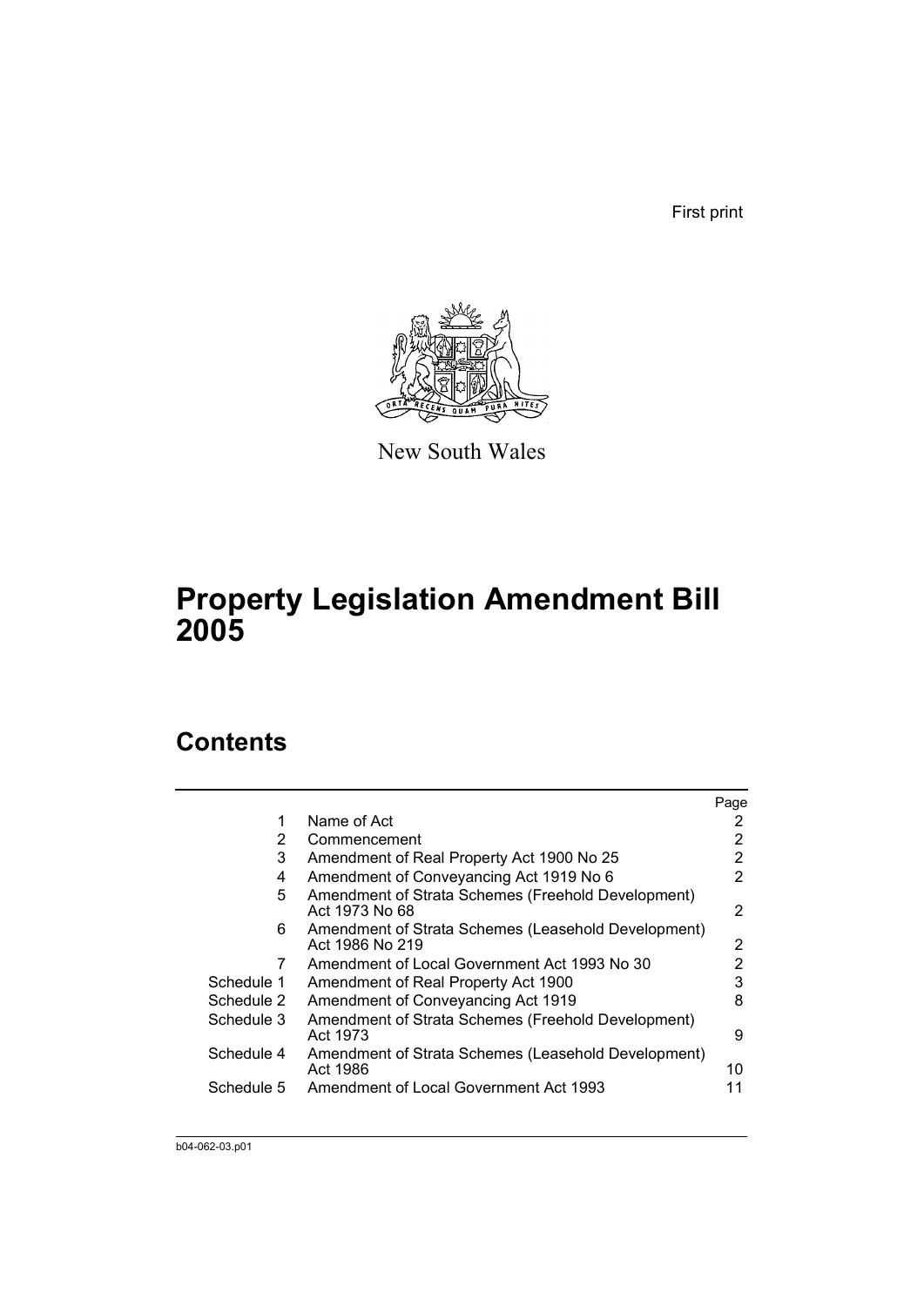First print

New South Wales

# Property Legislation Amendment Bill 2005

## Contents

| | | Page |
|---|---|---|
| 1 | Name of Act | 2 |
| 2 | Commencement | 2 |
| 3 | Amendment of Real Property Act 1900 No 25 | 2 |
| 4 | Amendment of Conveyancing Act 1919 No 6 | 2 |
| 5 | Amendment of Strata Schemes (Freehold Development) Act 1973 No 68 | 2 |
| 6 | Amendment of Strata Schemes (Leasehold Development) Act 1986 No 219 | 2 |
| 7 | Amendment of Local Government Act 1993 No 30 | 2 |
| Schedule 1 | Amendment of Real Property Act 1900 | 3 |
| Schedule 2 | Amendment of Conveyancing Act 1919 | 8 |
| Schedule 3 | Amendment of Strata Schemes (Freehold Development) Act 1973 | 9 |
| Schedule 4 | Amendment of Strata Schemes (Leasehold Development) Act 1986 | 10 |
| Schedule 5 | Amendment of Local Government Act 1993 | 11 |

b04-062-03.p01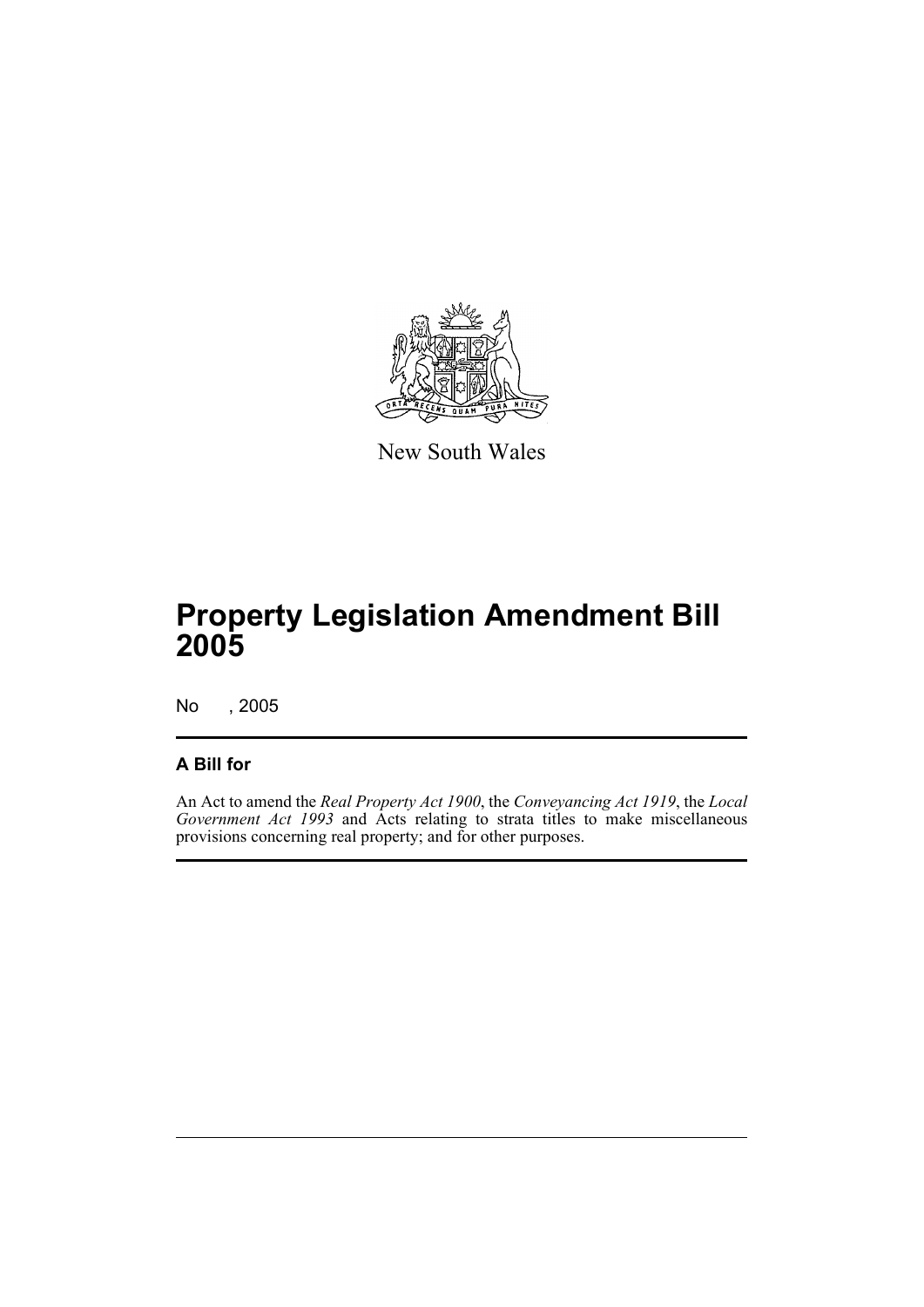New South Wales

# Property Legislation Amendment Bill 2005

No , 2005

## A Bill for

An Act to amend the *Real Property Act 1900*, the *Conveyancing Act 1919*, the *Local Government Act 1993* and Acts relating to strata titles to make miscellaneous provisions concerning real property; and for other purposes.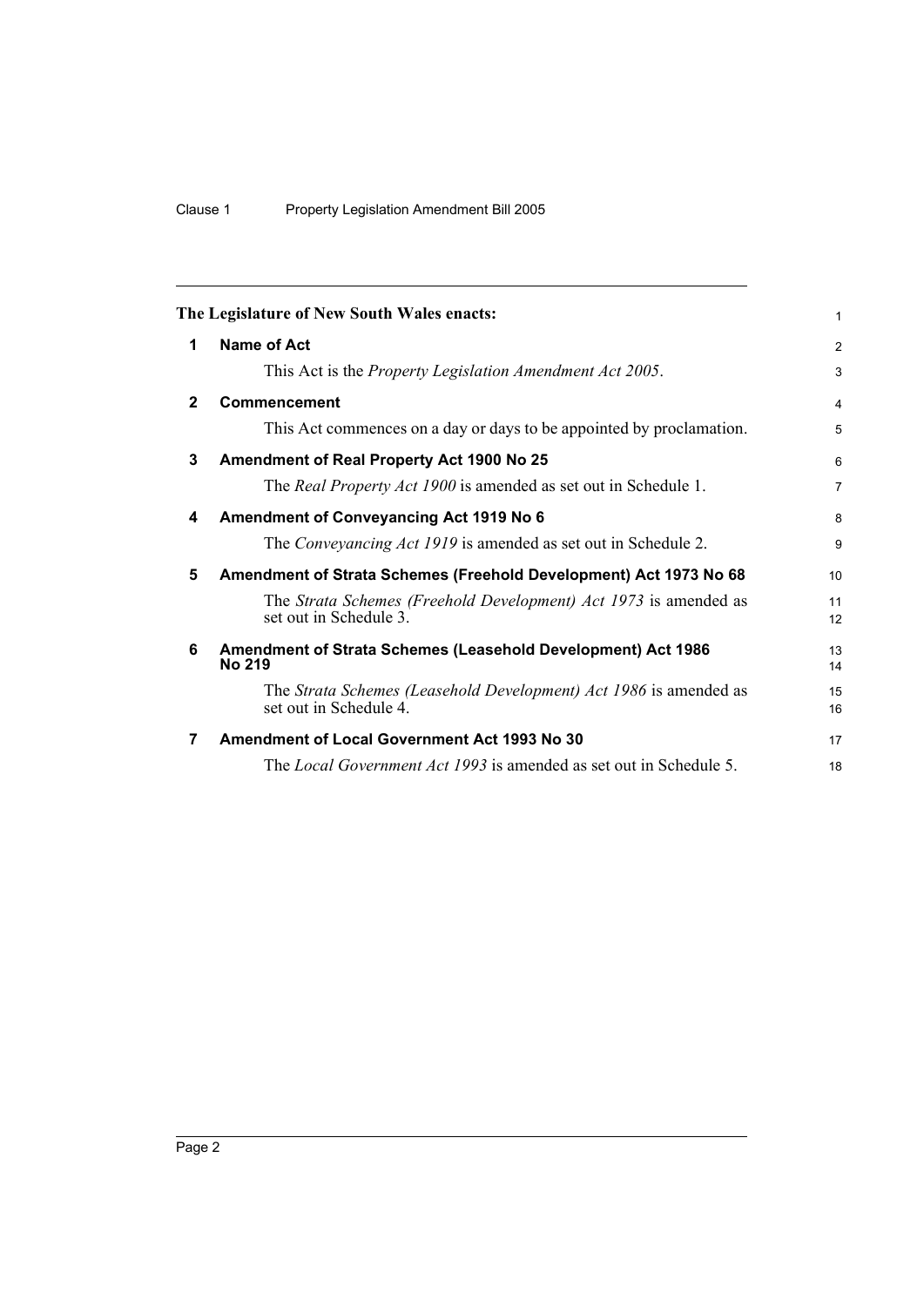**The Legislature of New South Wales enacts:**

## 1 Name of Act

This Act is the *Property Legislation Amendment Act 2005*.

## 2 Commencement

This Act commences on a day or days to be appointed by proclamation.

## 3 Amendment of Real Property Act 1900 No 25

The *Real Property Act 1900* is amended as set out in Schedule 1.

## 4 Amendment of Conveyancing Act 1919 No 6

The *Conveyancing Act 1919* is amended as set out in Schedule 2.

## 5 Amendment of Strata Schemes (Freehold Development) Act 1973 No 68

The *Strata Schemes (Freehold Development) Act 1973* is amended as set out in Schedule 3.

## 6 Amendment of Strata Schemes (Leasehold Development) Act 1986 No 219

The *Strata Schemes (Leasehold Development) Act 1986* is amended as set out in Schedule 4.

## 7 Amendment of Local Government Act 1993 No 30

The *Local Government Act 1993* is amended as set out in Schedule 5.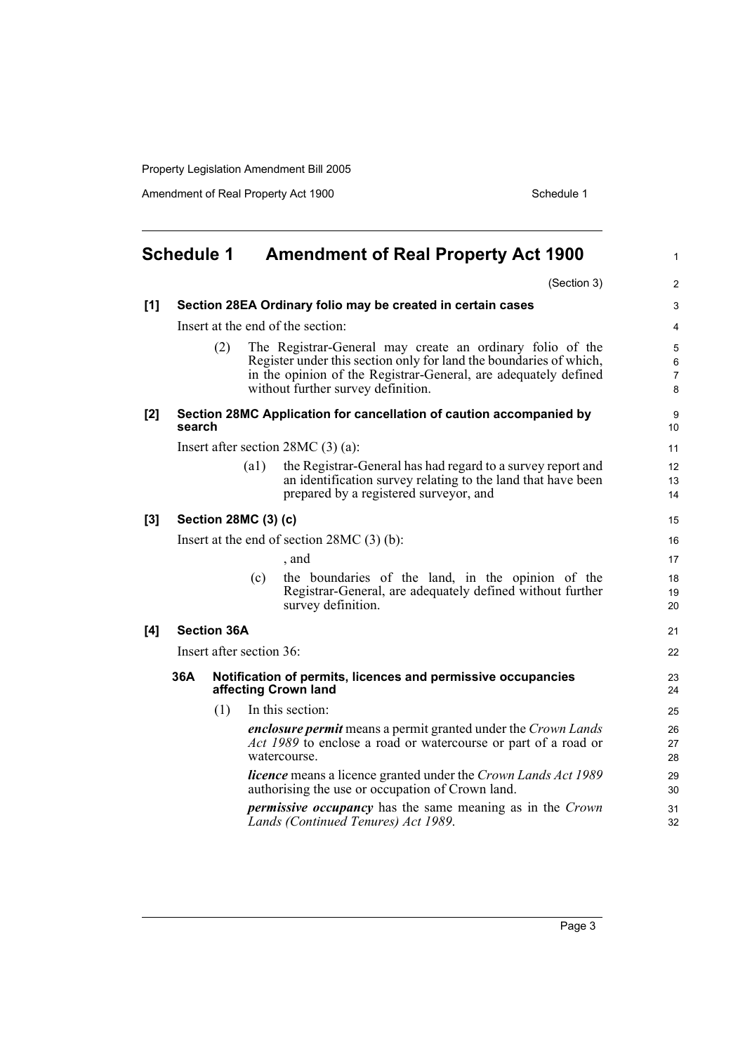## Schedule 1 Amendment of Real Property Act 1900

(Section 3)

**[1] Section 28EA Ordinary folio may be created in certain cases**

Insert at the end of the section:

(2) The Registrar-General may create an ordinary folio of the Register under this section only for land the boundaries of which, in the opinion of the Registrar-General, are adequately defined without further survey definition.

**[2] Section 28MC Application for cancellation of caution accompanied by search**

Insert after section 28MC (3) (a):

(a1) the Registrar-General has had regard to a survey report and an identification survey relating to the land that have been prepared by a registered surveyor, and

**[3] Section 28MC (3) (c)**

Insert at the end of section 28MC (3) (b):

, and

(c) the boundaries of the land, in the opinion of the Registrar-General, are adequately defined without further survey definition.

**[4] Section 36A**

Insert after section 36:

**36A Notification of permits, licences and permissive occupancies affecting Crown land**

(1) In this section:

***enclosure permit*** means a permit granted under the *Crown Lands Act 1989* to enclose a road or watercourse or part of a road or watercourse.

***licence*** means a licence granted under the *Crown Lands Act 1989* authorising the use or occupation of Crown land.

***permissive occupancy*** has the same meaning as in the *Crown Lands (Continued Tenures) Act 1989*.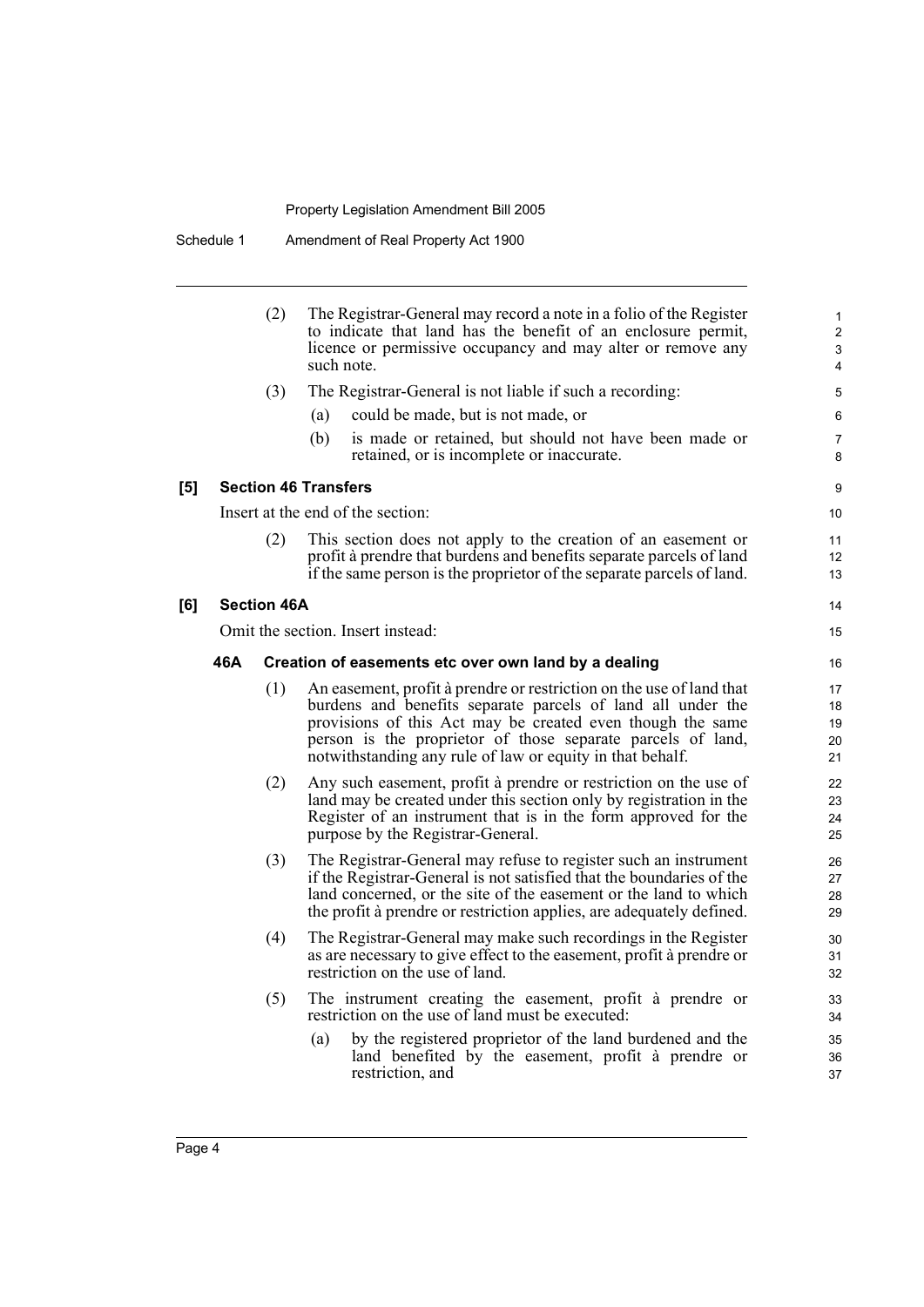(2) The Registrar-General may record a note in a folio of the Register to indicate that land has the benefit of an enclosure permit, licence or permissive occupancy and may alter or remove any such note.

(3) The Registrar-General is not liable if such a recording:

(a) could be made, but is not made, or

(b) is made or retained, but should not have been made or retained, or is incomplete or inaccurate.

**[5] Section 46 Transfers**

Insert at the end of the section:

(2) This section does not apply to the creation of an easement or profit à prendre that burdens and benefits separate parcels of land if the same person is the proprietor of the separate parcels of land.

**[6] Section 46A**

Omit the section. Insert instead:

**46A Creation of easements etc over own land by a dealing**

(1) An easement, profit à prendre or restriction on the use of land that burdens and benefits separate parcels of land all under the provisions of this Act may be created even though the same person is the proprietor of those separate parcels of land, notwithstanding any rule of law or equity in that behalf.

(2) Any such easement, profit à prendre or restriction on the use of land may be created under this section only by registration in the Register of an instrument that is in the form approved for the purpose by the Registrar-General.

(3) The Registrar-General may refuse to register such an instrument if the Registrar-General is not satisfied that the boundaries of the land concerned, or the site of the easement or the land to which the profit à prendre or restriction applies, are adequately defined.

(4) The Registrar-General may make such recordings in the Register as are necessary to give effect to the easement, profit à prendre or restriction on the use of land.

(5) The instrument creating the easement, profit à prendre or restriction on the use of land must be executed:

(a) by the registered proprietor of the land burdened and the land benefited by the easement, profit à prendre or restriction, and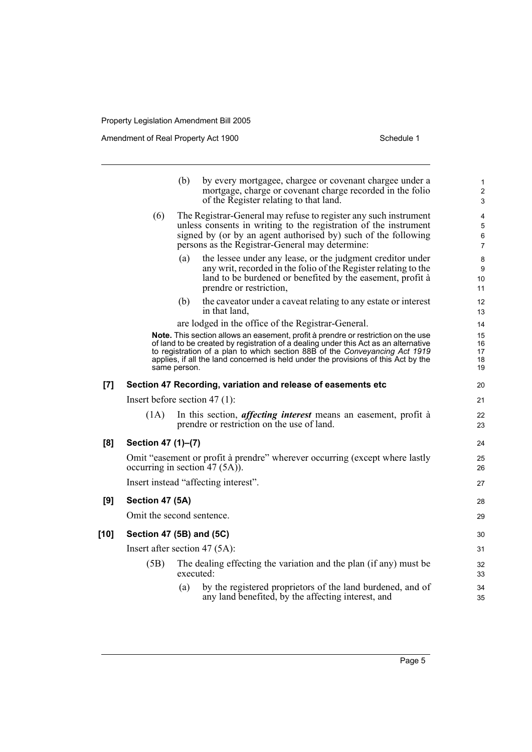(b) by every mortgagee, chargee or covenant chargee under a mortgage, charge or covenant charge recorded in the folio of the Register relating to that land.

(6) The Registrar-General may refuse to register any such instrument unless consents in writing to the registration of the instrument signed by (or by an agent authorised by) such of the following persons as the Registrar-General may determine:

(a) the lessee under any lease, or the judgment creditor under any writ, recorded in the folio of the Register relating to the land to be burdened or benefited by the easement, profit à prendre or restriction,

(b) the caveator under a caveat relating to any estate or interest in that land,

are lodged in the office of the Registrar-General.

**Note.** This section allows an easement, profit à prendre or restriction on the use of land to be created by registration of a dealing under this Act as an alternative to registration of a plan to which section 88B of the *Conveyancing Act 1919* applies, if all the land concerned is held under the provisions of this Act by the same person.

**[7] Section 47 Recording, variation and release of easements etc**

Insert before section 47 (1):

(1A) In this section, ***affecting interest*** means an easement, profit à prendre or restriction on the use of land.

**[8] Section 47 (1)–(7)**

Omit "easement or profit à prendre" wherever occurring (except where lastly occurring in section 47 (5A)).

Insert instead "affecting interest".

**[9] Section 47 (5A)**

Omit the second sentence.

**[10] Section 47 (5B) and (5C)**

Insert after section 47 (5A):

(5B) The dealing effecting the variation and the plan (if any) must be executed:

(a) by the registered proprietors of the land burdened, and of any land benefited, by the affecting interest, and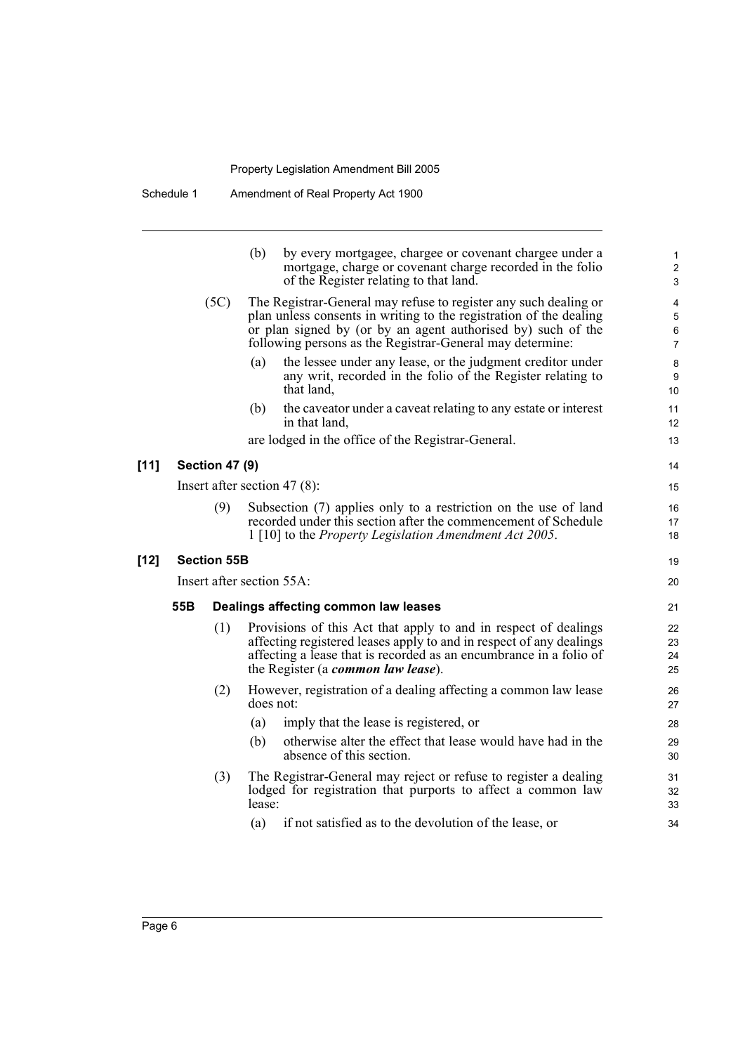(b) by every mortgagee, chargee or covenant chargee under a mortgage, charge or covenant charge recorded in the folio of the Register relating to that land.

(5C) The Registrar-General may refuse to register any such dealing or plan unless consents in writing to the registration of the dealing or plan signed by (or by an agent authorised by) such of the following persons as the Registrar-General may determine:

(a) the lessee under any lease, or the judgment creditor under any writ, recorded in the folio of the Register relating to that land,

(b) the caveator under a caveat relating to any estate or interest in that land,

are lodged in the office of the Registrar-General.

**[11] Section 47 (9)**

Insert after section 47 (8):

(9) Subsection (7) applies only to a restriction on the use of land recorded under this section after the commencement of Schedule 1 [10] to the *Property Legislation Amendment Act 2005*.

**[12] Section 55B**

Insert after section 55A:

**55B Dealings affecting common law leases**

(1) Provisions of this Act that apply to and in respect of dealings affecting registered leases apply to and in respect of any dealings affecting a lease that is recorded as an encumbrance in a folio of the Register (a ***common law lease***).

(2) However, registration of a dealing affecting a common law lease does not:

(a) imply that the lease is registered, or

(b) otherwise alter the effect that lease would have had in the absence of this section.

(3) The Registrar-General may reject or refuse to register a dealing lodged for registration that purports to affect a common law lease:

(a) if not satisfied as to the devolution of the lease, or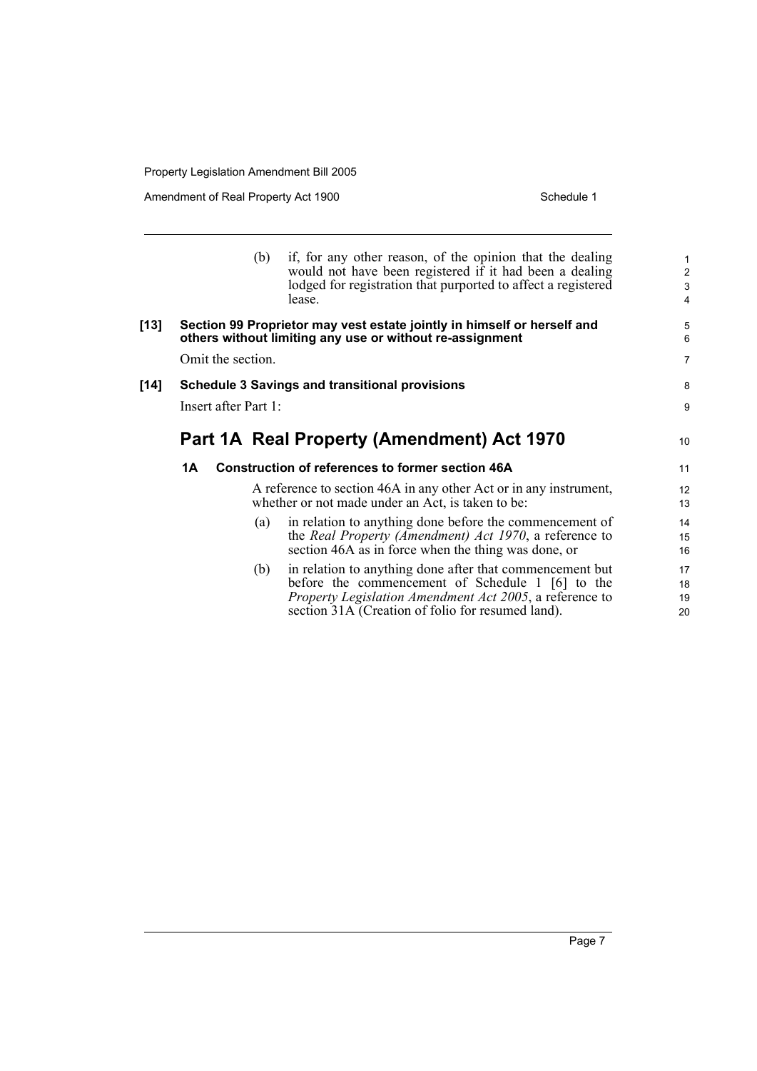(b) if, for any other reason, of the opinion that the dealing would not have been registered if it had been a dealing lodged for registration that purported to affect a registered lease.

**[13] Section 99 Proprietor may vest estate jointly in himself or herself and others without limiting any use or without re-assignment**

Omit the section.

**[14] Schedule 3 Savings and transitional provisions**

Insert after Part 1:

## Part 1A Real Property (Amendment) Act 1970

**1A Construction of references to former section 46A**

A reference to section 46A in any other Act or in any instrument, whether or not made under an Act, is taken to be:

(a) in relation to anything done before the commencement of the *Real Property (Amendment) Act 1970*, a reference to section 46A as in force when the thing was done, or

(b) in relation to anything done after that commencement but before the commencement of Schedule 1 [6] to the *Property Legislation Amendment Act 2005*, a reference to section 31A (Creation of folio for resumed land).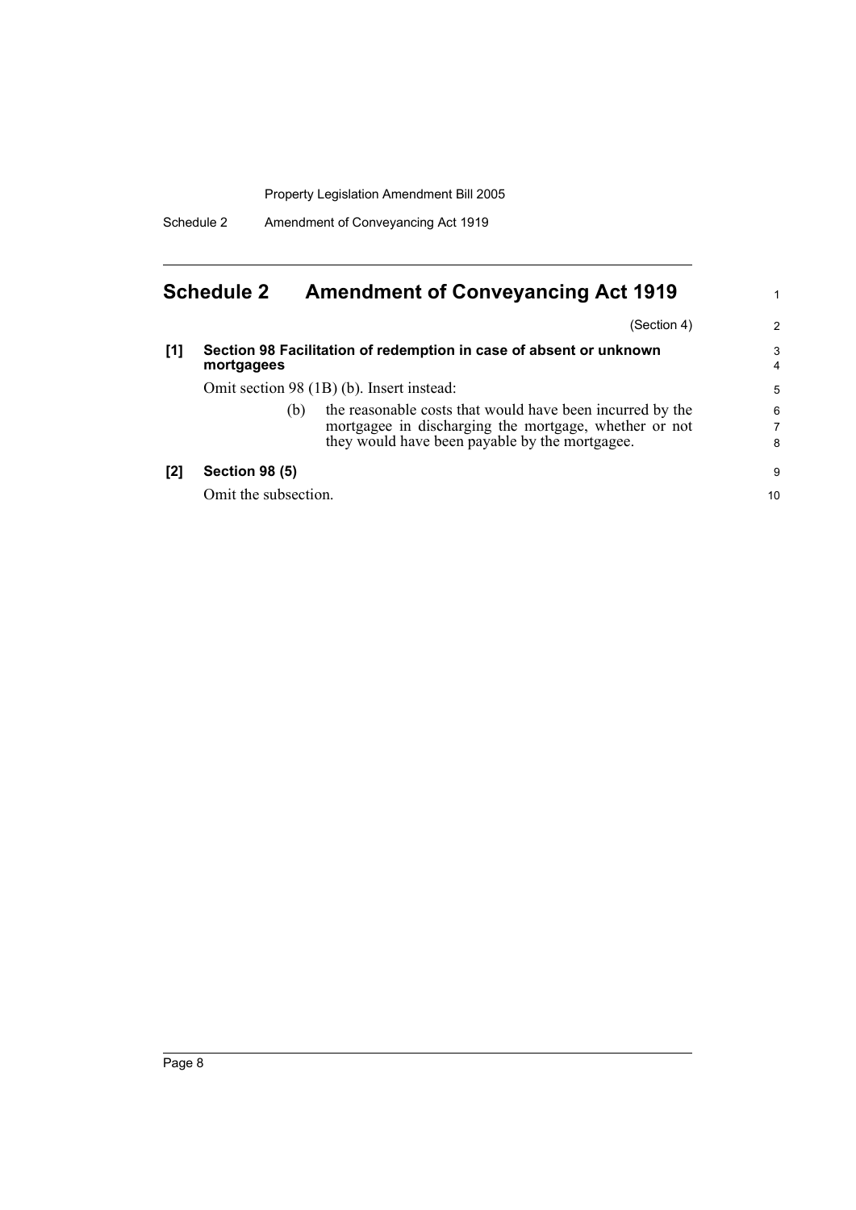# Schedule 2 Amendment of Conveyancing Act 1919

(Section 4)

**[1] Section 98 Facilitation of redemption in case of absent or unknown mortgagees**

Omit section 98 (1B) (b). Insert instead:

> (b) the reasonable costs that would have been incurred by the mortgagee in discharging the mortgage, whether or not they would have been payable by the mortgagee.

**[2] Section 98 (5)**

Omit the subsection.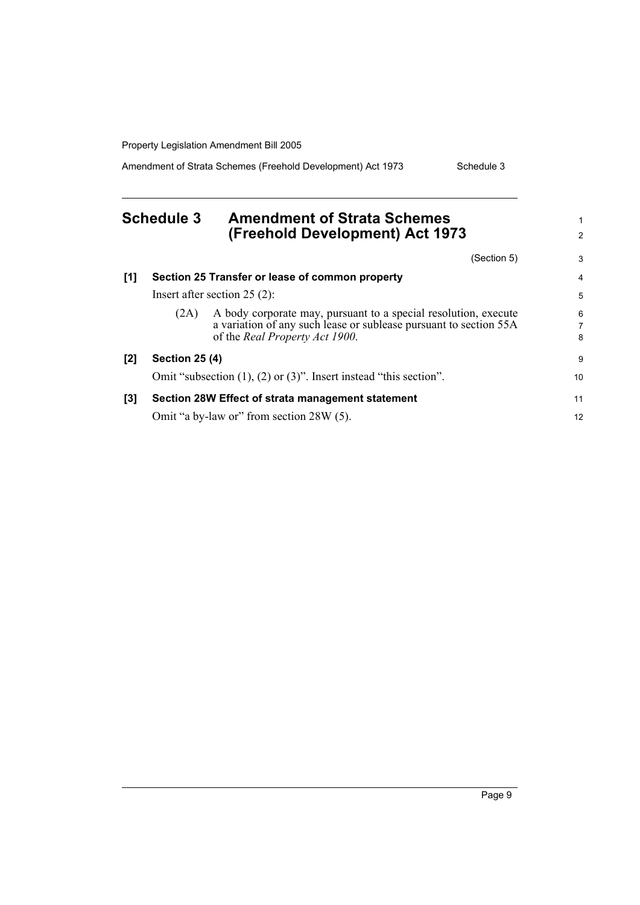## Schedule 3 Amendment of Strata Schemes (Freehold Development) Act 1973

(Section 5)

### [1] Section 25 Transfer or lease of common property

Insert after section 25 (2):

(2A) A body corporate may, pursuant to a special resolution, execute a variation of any such lease or sublease pursuant to section 55A of the *Real Property Act 1900*.

### [2] Section 25 (4)

Omit "subsection (1), (2) or (3)". Insert instead "this section".

### [3] Section 28W Effect of strata management statement

Omit "a by-law or" from section 28W (5).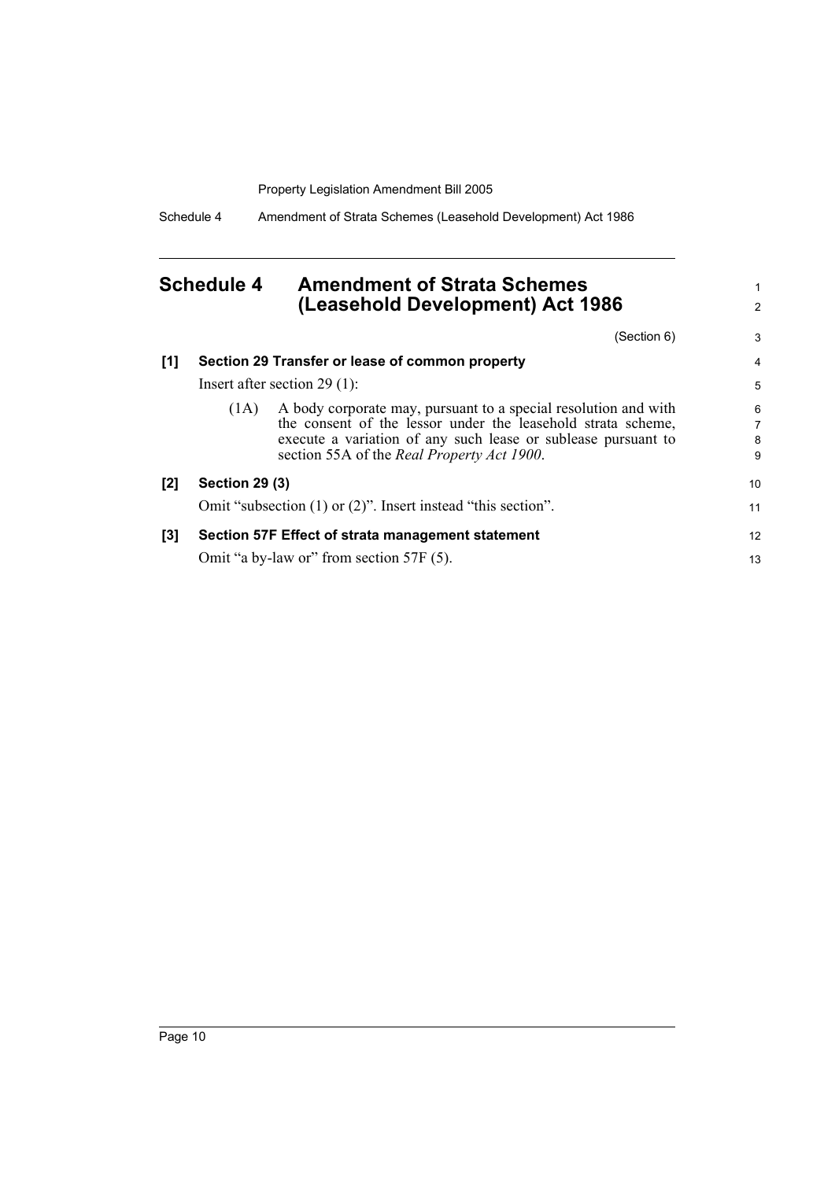## Schedule 4 Amendment of Strata Schemes (Leasehold Development) Act 1986

(Section 6)

**[1] Section 29 Transfer or lease of common property**

Insert after section 29 (1):

(1A) A body corporate may, pursuant to a special resolution and with the consent of the lessor under the leasehold strata scheme, execute a variation of any such lease or sublease pursuant to section 55A of the *Real Property Act 1900*.

**[2] Section 29 (3)**

Omit "subsection (1) or (2)". Insert instead "this section".

**[3] Section 57F Effect of strata management statement**

Omit "a by-law or" from section 57F (5).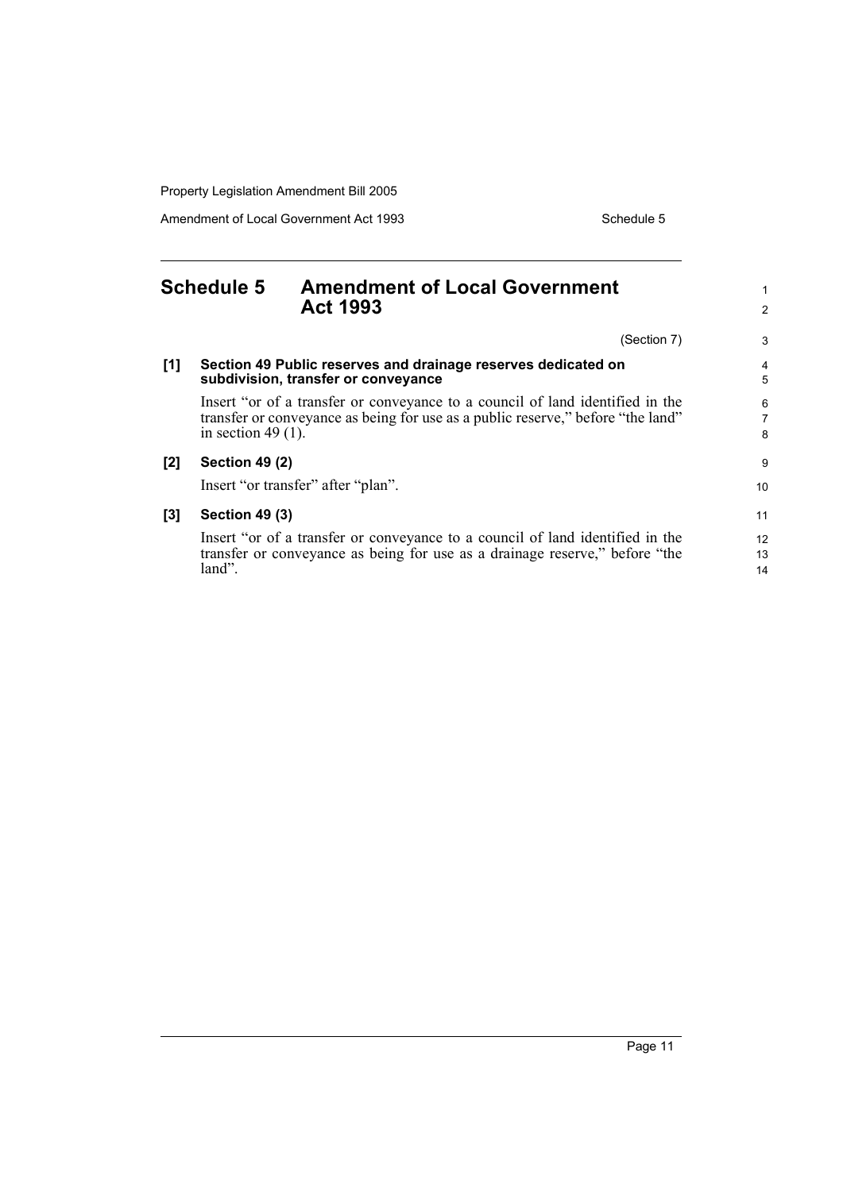# Schedule 5 Amendment of Local Government Act 1993

(Section 7)

**[1] Section 49 Public reserves and drainage reserves dedicated on subdivision, transfer or conveyance**

Insert "or of a transfer or conveyance to a council of land identified in the transfer or conveyance as being for use as a public reserve," before "the land" in section 49 (1).

**[2] Section 49 (2)**

Insert "or transfer" after "plan".

**[3] Section 49 (3)**

Insert "or of a transfer or conveyance to a council of land identified in the transfer or conveyance as being for use as a drainage reserve," before "the land".